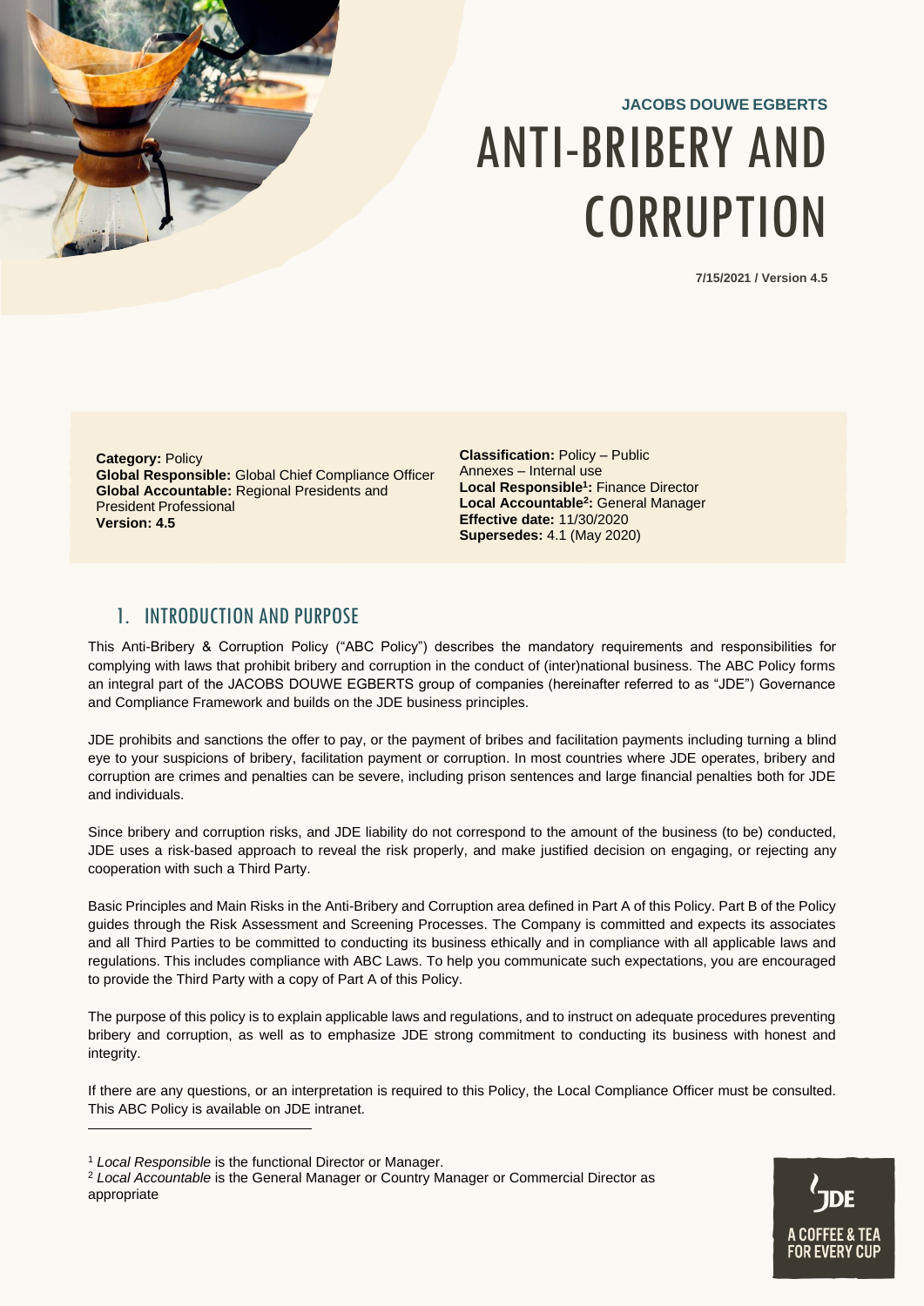**JACOBS DOUWE EGBERTS**

# ANTI-BRIBERY AND CORRUPTION

**7/15/2021 / Version 4.5**

**Category:** Policy
**Global Responsible:** Global Chief Compliance Officer
**Global Accountable:** Regional Presidents and President Professional
**Version: 4.5**

**Classification:** Policy – Public
Annexes – Internal use
**Local Responsible[1]:** Finance Director
**Local Accountable[2]:** General Manager
**Effective date:** 11/30/2020
**Supersedes:** 4.1 (May 2020)

## 1. INTRODUCTION AND PURPOSE

This Anti-Bribery & Corruption Policy ("ABC Policy") describes the mandatory requirements and responsibilities for complying with laws that prohibit bribery and corruption in the conduct of (inter)national business. The ABC Policy forms an integral part of the JACOBS DOUWE EGBERTS group of companies (hereinafter referred to as "JDE") Governance and Compliance Framework and builds on the JDE business principles.

JDE prohibits and sanctions the offer to pay, or the payment of bribes and facilitation payments including turning a blind eye to your suspicions of bribery, facilitation payment or corruption. In most countries where JDE operates, bribery and corruption are crimes and penalties can be severe, including prison sentences and large financial penalties both for JDE and individuals.

Since bribery and corruption risks, and JDE liability do not correspond to the amount of the business (to be) conducted, JDE uses a risk-based approach to reveal the risk properly, and make justified decision on engaging, or rejecting any cooperation with such a Third Party.

Basic Principles and Main Risks in the Anti-Bribery and Corruption area defined in Part A of this Policy. Part B of the Policy guides through the Risk Assessment and Screening Processes. The Company is committed and expects its associates and all Third Parties to be committed to conducting its business ethically and in compliance with all applicable laws and regulations. This includes compliance with ABC Laws. To help you communicate such expectations, you are encouraged to provide the Third Party with a copy of Part A of this Policy.

The purpose of this policy is to explain applicable laws and regulations, and to instruct on adequate procedures preventing bribery and corruption, as well as to emphasize JDE strong commitment to conducting its business with honest and integrity.

If there are any questions, or an interpretation is required to this Policy, the Local Compliance Officer must be consulted. This ABC Policy is available on JDE intranet.

[1] *Local Responsible* is the functional Director or Manager.
[2] *Local Accountable* is the General Manager or Country Manager or Commercial Director as appropriate

JDE
A COFFEE & TEA FOR EVERY CUP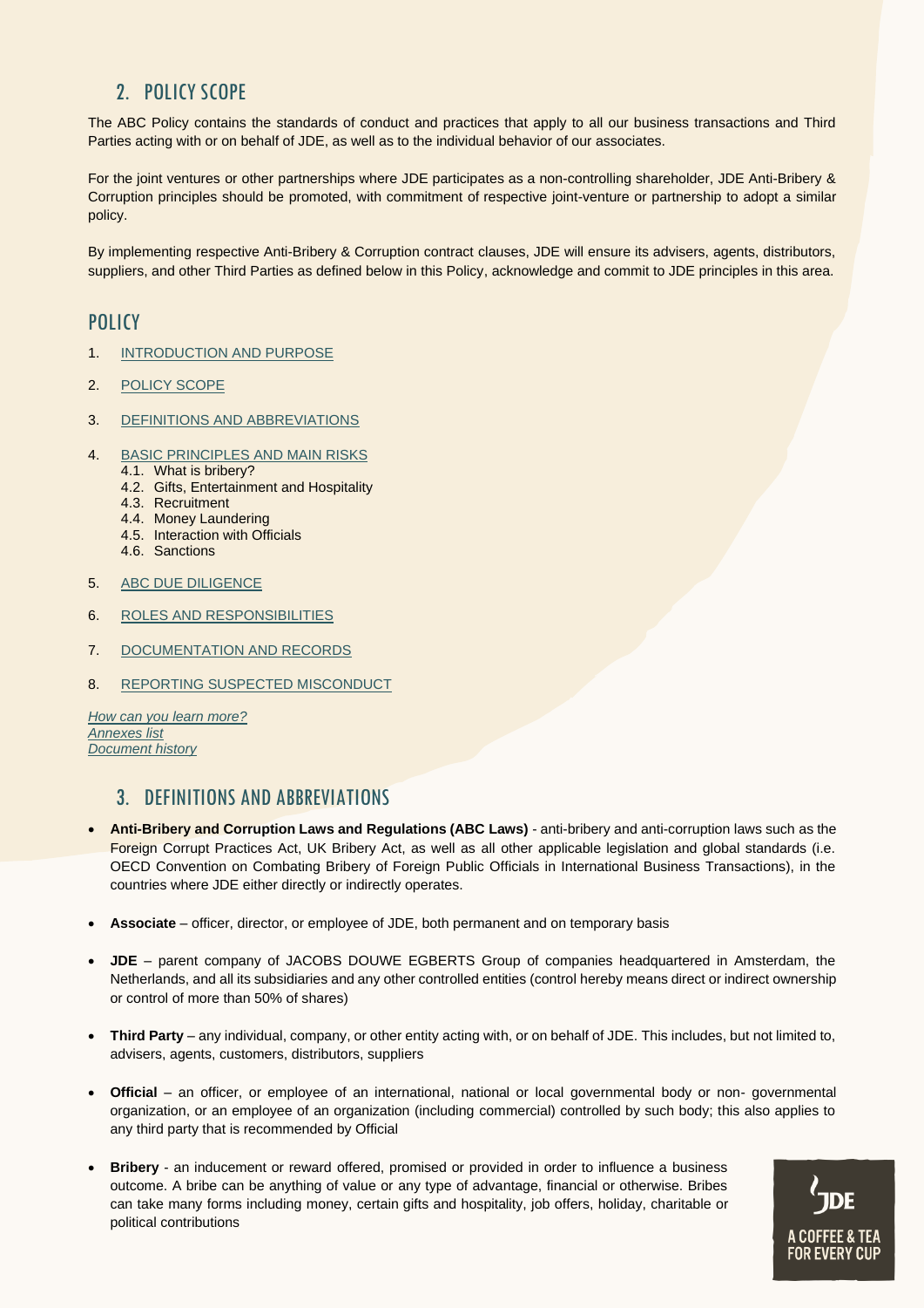## 2. POLICY SCOPE

The ABC Policy contains the standards of conduct and practices that apply to all our business transactions and Third Parties acting with or on behalf of JDE, as well as to the individual behavior of our associates.

For the joint ventures or other partnerships where JDE participates as a non-controlling shareholder, JDE Anti-Bribery & Corruption principles should be promoted, with commitment of respective joint-venture or partnership to adopt a similar policy.

By implementing respective Anti-Bribery & Corruption contract clauses, JDE will ensure its advisers, agents, distributors, suppliers, and other Third Parties as defined below in this Policy, acknowledge and commit to JDE principles in this area.

## POLICY

1. INTRODUCTION AND PURPOSE
2. POLICY SCOPE
3. DEFINITIONS AND ABBREVIATIONS
4. BASIC PRINCIPLES AND MAIN RISKS
   - 4.1. What is bribery?
   - 4.2. Gifts, Entertainment and Hospitality
   - 4.3. Recruitment
   - 4.4. Money Laundering
   - 4.5. Interaction with Officials
   - 4.6. Sanctions
5. ABC DUE DILIGENCE
6. ROLES AND RESPONSIBILITIES
7. DOCUMENTATION AND RECORDS
8. REPORTING SUSPECTED MISCONDUCT

*How can you learn more?*
*Annexes list*
*Document history*

## 3. DEFINITIONS AND ABBREVIATIONS

- **Anti-Bribery and Corruption Laws and Regulations (ABC Laws)** - anti-bribery and anti-corruption laws such as the Foreign Corrupt Practices Act, UK Bribery Act, as well as all other applicable legislation and global standards (i.e. OECD Convention on Combating Bribery of Foreign Public Officials in International Business Transactions), in the countries where JDE either directly or indirectly operates.
- **Associate** – officer, director, or employee of JDE, both permanent and on temporary basis
- **JDE** – parent company of JACOBS DOUWE EGBERTS Group of companies headquartered in Amsterdam, the Netherlands, and all its subsidiaries and any other controlled entities (control hereby means direct or indirect ownership or control of more than 50% of shares)
- **Third Party** – any individual, company, or other entity acting with, or on behalf of JDE. This includes, but not limited to, advisers, agents, customers, distributors, suppliers
- **Official** – an officer, or employee of an international, national or local governmental body or non- governmental organization, or an employee of an organization (including commercial) controlled by such body; this also applies to any third party that is recommended by Official
- **Bribery** - an inducement or reward offered, promised or provided in order to influence a business outcome. A bribe can be anything of value or any type of advantage, financial or otherwise. Bribes can take many forms including money, certain gifts and hospitality, job offers, holiday, charitable or political contributions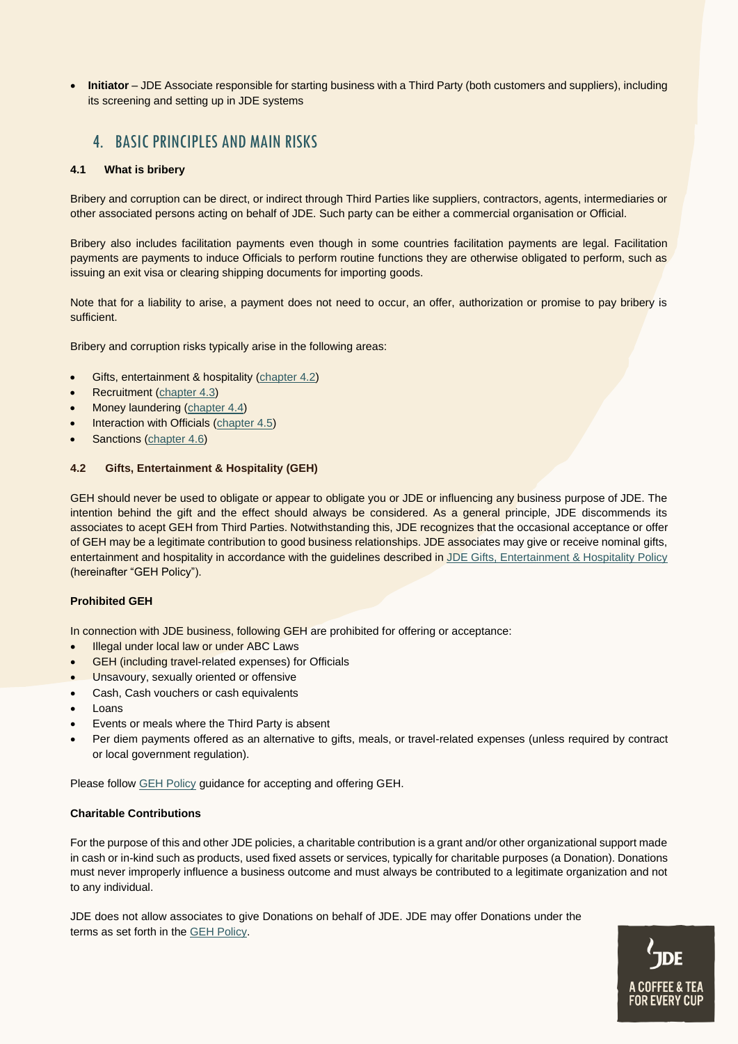- **Initiator** – JDE Associate responsible for starting business with a Third Party (both customers and suppliers), including its screening and setting up in JDE systems

## 4. BASIC PRINCIPLES AND MAIN RISKS

### 4.1 What is bribery

Bribery and corruption can be direct, or indirect through Third Parties like suppliers, contractors, agents, intermediaries or other associated persons acting on behalf of JDE. Such party can be either a commercial organisation or Official.

Bribery also includes facilitation payments even though in some countries facilitation payments are legal. Facilitation payments are payments to induce Officials to perform routine functions they are otherwise obligated to perform, such as issuing an exit visa or clearing shipping documents for importing goods.

Note that for a liability to arise, a payment does not need to occur, an offer, authorization or promise to pay bribery is sufficient.

Bribery and corruption risks typically arise in the following areas:

- Gifts, entertainment & hospitality (chapter 4.2)
- Recruitment (chapter 4.3)
- Money laundering (chapter 4.4)
- Interaction with Officials (chapter 4.5)
- Sanctions (chapter 4.6)

### 4.2 Gifts, Entertainment & Hospitality (GEH)

GEH should never be used to obligate or appear to obligate you or JDE or influencing any business purpose of JDE. The intention behind the gift and the effect should always be considered. As a general principle, JDE discommends its associates to acept GEH from Third Parties. Notwithstanding this, JDE recognizes that the occasional acceptance or offer of GEH may be a legitimate contribution to good business relationships. JDE associates may give or receive nominal gifts, entertainment and hospitality in accordance with the guidelines described in JDE Gifts, Entertainment & Hospitality Policy (hereinafter "GEH Policy").

**Prohibited GEH**

In connection with JDE business, following GEH are prohibited for offering or acceptance:

- Illegal under local law or under ABC Laws
- GEH (including travel-related expenses) for Officials
- Unsavoury, sexually oriented or offensive
- Cash, Cash vouchers or cash equivalents
- Loans
- Events or meals where the Third Party is absent
- Per diem payments offered as an alternative to gifts, meals, or travel-related expenses (unless required by contract or local government regulation).

Please follow GEH Policy guidance for accepting and offering GEH.

**Charitable Contributions**

For the purpose of this and other JDE policies, a charitable contribution is a grant and/or other organizational support made in cash or in-kind such as products, used fixed assets or services, typically for charitable purposes (a Donation). Donations must never improperly influence a business outcome and must always be contributed to a legitimate organization and not to any individual.

JDE does not allow associates to give Donations on behalf of JDE. JDE may offer Donations under the terms as set forth in the GEH Policy.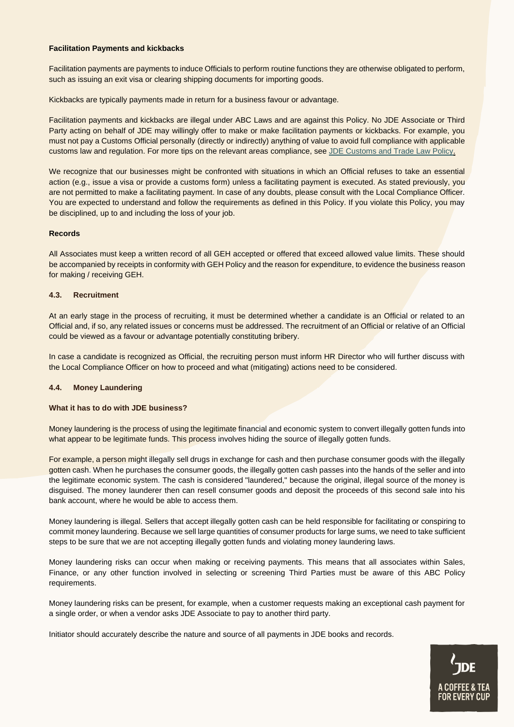**Facilitation Payments and kickbacks**

Facilitation payments are payments to induce Officials to perform routine functions they are otherwise obligated to perform, such as issuing an exit visa or clearing shipping documents for importing goods.

Kickbacks are typically payments made in return for a business favour or advantage.

Facilitation payments and kickbacks are illegal under ABC Laws and are against this Policy. No JDE Associate or Third Party acting on behalf of JDE may willingly offer to make or make facilitation payments or kickbacks. For example, you must not pay a Customs Official personally (directly or indirectly) anything of value to avoid full compliance with applicable customs law and regulation. For more tips on the relevant areas compliance, see JDE Customs and Trade Law Policy.

We recognize that our businesses might be confronted with situations in which an Official refuses to take an essential action (e.g., issue a visa or provide a customs form) unless a facilitating payment is executed. As stated previously, you are not permitted to make a facilitating payment. In case of any doubts, please consult with the Local Compliance Officer. You are expected to understand and follow the requirements as defined in this Policy. If you violate this Policy, you may be disciplined, up to and including the loss of your job.

**Records**

All Associates must keep a written record of all GEH accepted or offered that exceed allowed value limits. These should be accompanied by receipts in conformity with GEH Policy and the reason for expenditure, to evidence the business reason for making / receiving GEH.

### 4.3. Recruitment

At an early stage in the process of recruiting, it must be determined whether a candidate is an Official or related to an Official and, if so, any related issues or concerns must be addressed. The recruitment of an Official or relative of an Official could be viewed as a favour or advantage potentially constituting bribery.

In case a candidate is recognized as Official, the recruiting person must inform HR Director who will further discuss with the Local Compliance Officer on how to proceed and what (mitigating) actions need to be considered.

### 4.4. Money Laundering

**What it has to do with JDE business?**

Money laundering is the process of using the legitimate financial and economic system to convert illegally gotten funds into what appear to be legitimate funds. This process involves hiding the source of illegally gotten funds.

For example, a person might illegally sell drugs in exchange for cash and then purchase consumer goods with the illegally gotten cash. When he purchases the consumer goods, the illegally gotten cash passes into the hands of the seller and into the legitimate economic system. The cash is considered "laundered," because the original, illegal source of the money is disguised. The money launderer then can resell consumer goods and deposit the proceeds of this second sale into his bank account, where he would be able to access them.

Money laundering is illegal. Sellers that accept illegally gotten cash can be held responsible for facilitating or conspiring to commit money laundering. Because we sell large quantities of consumer products for large sums, we need to take sufficient steps to be sure that we are not accepting illegally gotten funds and violating money laundering laws.

Money laundering risks can occur when making or receiving payments. This means that all associates within Sales, Finance, or any other function involved in selecting or screening Third Parties must be aware of this ABC Policy requirements.

Money laundering risks can be present, for example, when a customer requests making an exceptional cash payment for a single order, or when a vendor asks JDE Associate to pay to another third party.

Initiator should accurately describe the nature and source of all payments in JDE books and records.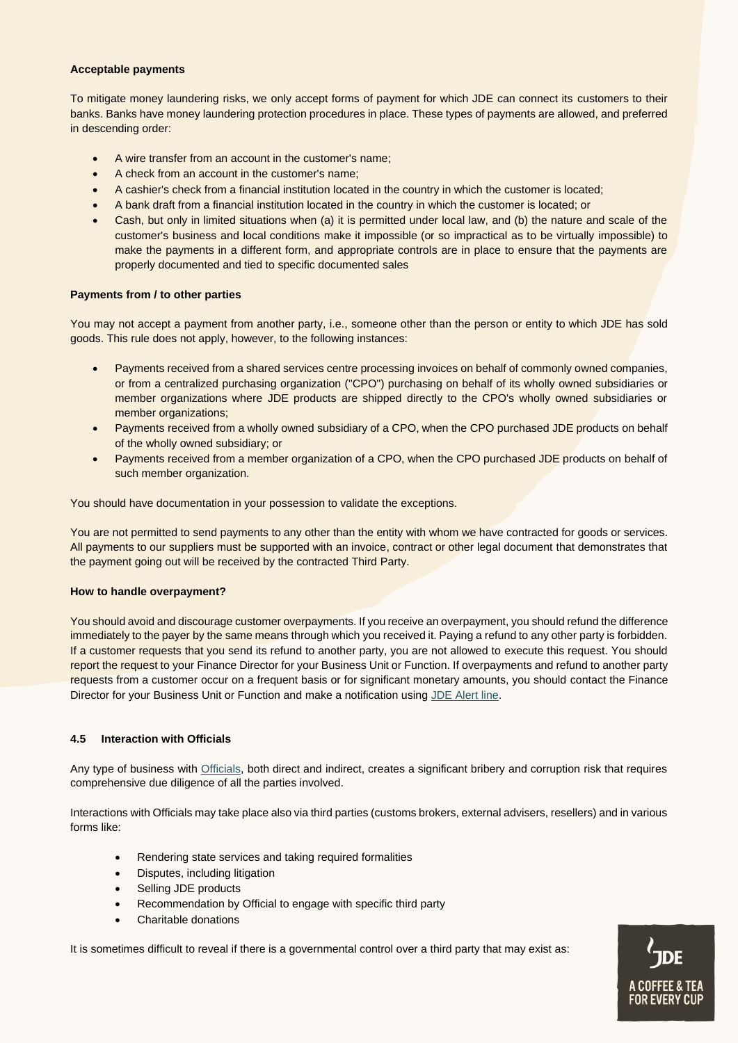**Acceptable payments**

To mitigate money laundering risks, we only accept forms of payment for which JDE can connect its customers to their banks. Banks have money laundering protection procedures in place. These types of payments are allowed, and preferred in descending order:

- A wire transfer from an account in the customer's name;
- A check from an account in the customer's name;
- A cashier's check from a financial institution located in the country in which the customer is located;
- A bank draft from a financial institution located in the country in which the customer is located; or
- Cash, but only in limited situations when (a) it is permitted under local law, and (b) the nature and scale of the customer's business and local conditions make it impossible (or so impractical as to be virtually impossible) to make the payments in a different form, and appropriate controls are in place to ensure that the payments are properly documented and tied to specific documented sales

**Payments from / to other parties**

You may not accept a payment from another party, i.e., someone other than the person or entity to which JDE has sold goods. This rule does not apply, however, to the following instances:

- Payments received from a shared services centre processing invoices on behalf of commonly owned companies, or from a centralized purchasing organization ("CPO") purchasing on behalf of its wholly owned subsidiaries or member organizations where JDE products are shipped directly to the CPO's wholly owned subsidiaries or member organizations;
- Payments received from a wholly owned subsidiary of a CPO, when the CPO purchased JDE products on behalf of the wholly owned subsidiary; or
- Payments received from a member organization of a CPO, when the CPO purchased JDE products on behalf of such member organization.

You should have documentation in your possession to validate the exceptions.

You are not permitted to send payments to any other than the entity with whom we have contracted for goods or services. All payments to our suppliers must be supported with an invoice, contract or other legal document that demonstrates that the payment going out will be received by the contracted Third Party.

**How to handle overpayment?**

You should avoid and discourage customer overpayments. If you receive an overpayment, you should refund the difference immediately to the payer by the same means through which you received it. Paying a refund to any other party is forbidden. If a customer requests that you send its refund to another party, you are not allowed to execute this request. You should report the request to your Finance Director for your Business Unit or Function. If overpayments and refund to another party requests from a customer occur on a frequent basis or for significant monetary amounts, you should contact the Finance Director for your Business Unit or Function and make a notification using JDE Alert line.

### 4.5 Interaction with Officials

Any type of business with Officials, both direct and indirect, creates a significant bribery and corruption risk that requires comprehensive due diligence of all the parties involved.

Interactions with Officials may take place also via third parties (customs brokers, external advisers, resellers) and in various forms like:

- Rendering state services and taking required formalities
- Disputes, including litigation
- Selling JDE products
- Recommendation by Official to engage with specific third party
- Charitable donations

It is sometimes difficult to reveal if there is a governmental control over a third party that may exist as: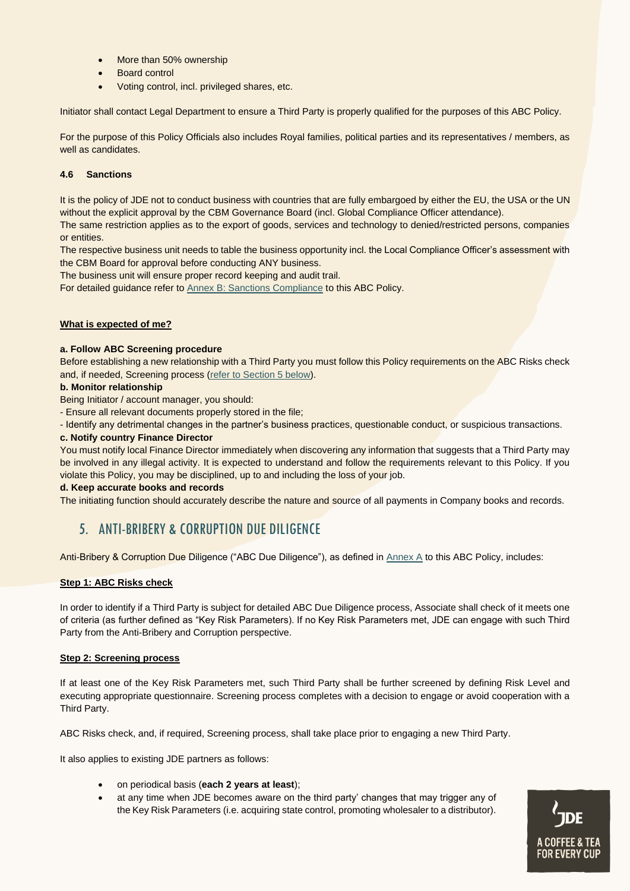- More than 50% ownership
- Board control
- Voting control, incl. privileged shares, etc.

Initiator shall contact Legal Department to ensure a Third Party is properly qualified for the purposes of this ABC Policy.

For the purpose of this Policy Officials also includes Royal families, political parties and its representatives / members, as well as candidates.

#### 4.6 Sanctions

It is the policy of JDE not to conduct business with countries that are fully embargoed by either the EU, the USA or the UN without the explicit approval by the CBM Governance Board (incl. Global Compliance Officer attendance).

The same restriction applies as to the export of goods, services and technology to denied/restricted persons, companies or entities.

The respective business unit needs to table the business opportunity incl. the Local Compliance Officer's assessment with the CBM Board for approval before conducting ANY business.

The business unit will ensure proper record keeping and audit trail.

For detailed guidance refer to Annex B: Sanctions Compliance to this ABC Policy.

**What is expected of me?**

**a. Follow ABC Screening procedure**

Before establishing a new relationship with a Third Party you must follow this Policy requirements on the ABC Risks check and, if needed, Screening process (refer to Section 5 below).

**b. Monitor relationship**

Being Initiator / account manager, you should:

- Ensure all relevant documents properly stored in the file;
- Identify any detrimental changes in the partner's business practices, questionable conduct, or suspicious transactions.

**c. Notify country Finance Director**

You must notify local Finance Director immediately when discovering any information that suggests that a Third Party may be involved in any illegal activity. It is expected to understand and follow the requirements relevant to this Policy. If you violate this Policy, you may be disciplined, up to and including the loss of your job.

**d. Keep accurate books and records**

The initiating function should accurately describe the nature and source of all payments in Company books and records.

## 5. ANTI-BRIBERY & CORRUPTION DUE DILIGENCE

Anti-Bribery & Corruption Due Diligence ("ABC Due Diligence"), as defined in Annex A to this ABC Policy, includes:

**Step 1: ABC Risks check**

In order to identify if a Third Party is subject for detailed ABC Due Diligence process, Associate shall check of it meets one of criteria (as further defined as "Key Risk Parameters). If no Key Risk Parameters met, JDE can engage with such Third Party from the Anti-Bribery and Corruption perspective.

**Step 2: Screening process**

If at least one of the Key Risk Parameters met, such Third Party shall be further screened by defining Risk Level and executing appropriate questionnaire. Screening process completes with a decision to engage or avoid cooperation with a Third Party.

ABC Risks check, and, if required, Screening process, shall take place prior to engaging a new Third Party.

It also applies to existing JDE partners as follows:

- on periodical basis (**each 2 years at least**);
- at any time when JDE becomes aware on the third party' changes that may trigger any of the Key Risk Parameters (i.e. acquiring state control, promoting wholesaler to a distributor).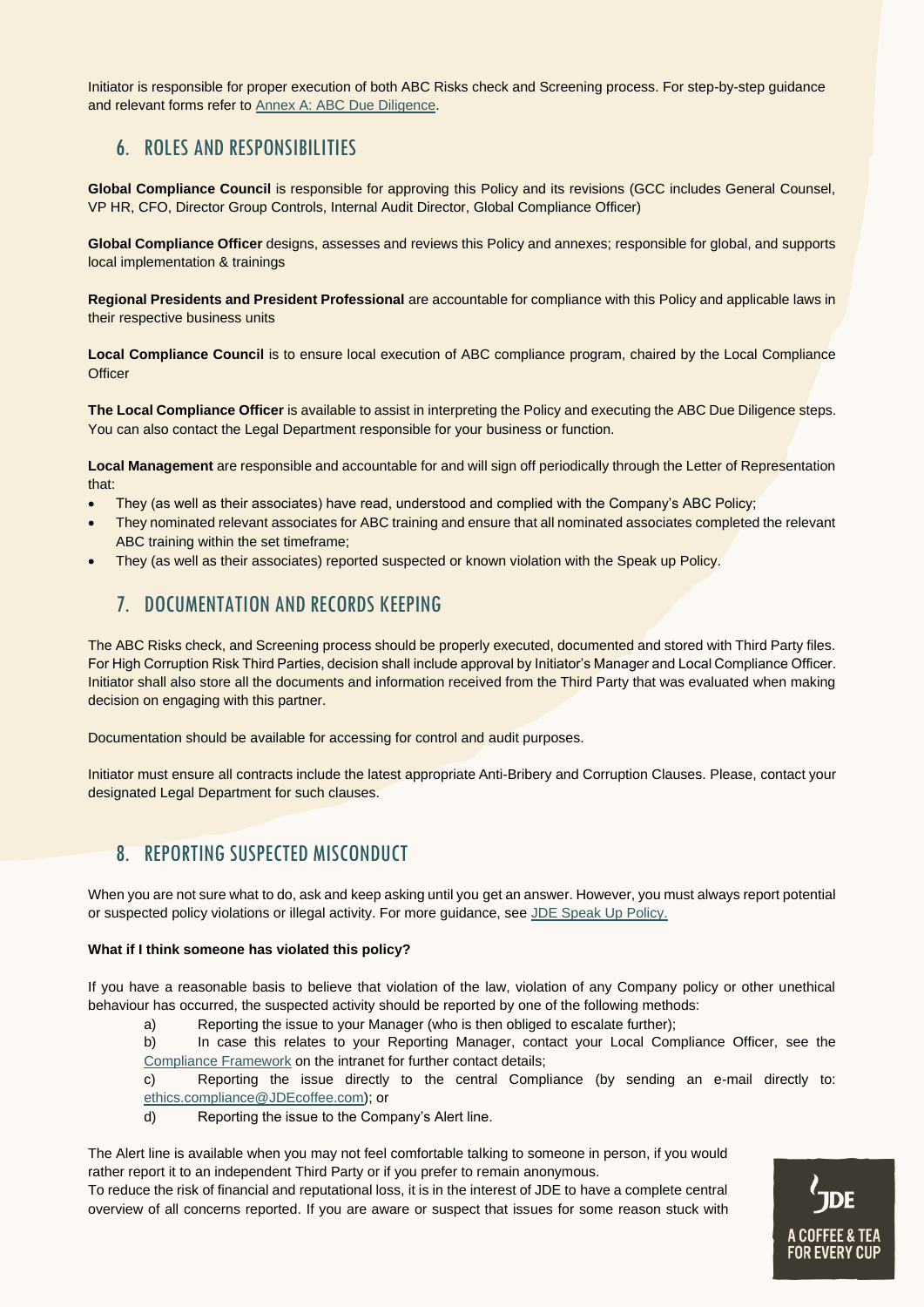Initiator is responsible for proper execution of both ABC Risks check and Screening process. For step-by-step guidance and relevant forms refer to [Annex A: ABC Due Diligence](#).

## 6. ROLES AND RESPONSIBILITIES

**Global Compliance Council** is responsible for approving this Policy and its revisions (GCC includes General Counsel, VP HR, CFO, Director Group Controls, Internal Audit Director, Global Compliance Officer)

**Global Compliance Officer** designs, assesses and reviews this Policy and annexes; responsible for global, and supports local implementation & trainings

**Regional Presidents and President Professional** are accountable for compliance with this Policy and applicable laws in their respective business units

**Local Compliance Council** is to ensure local execution of ABC compliance program, chaired by the Local Compliance Officer

**The Local Compliance Officer** is available to assist in interpreting the Policy and executing the ABC Due Diligence steps. You can also contact the Legal Department responsible for your business or function.

**Local Management** are responsible and accountable for and will sign off periodically through the Letter of Representation that:

- They (as well as their associates) have read, understood and complied with the Company's ABC Policy;
- They nominated relevant associates for ABC training and ensure that all nominated associates completed the relevant ABC training within the set timeframe;
- They (as well as their associates) reported suspected or known violation with the Speak up Policy.

## 7. DOCUMENTATION AND RECORDS KEEPING

The ABC Risks check, and Screening process should be properly executed, documented and stored with Third Party files. For High Corruption Risk Third Parties, decision shall include approval by Initiator's Manager and Local Compliance Officer. Initiator shall also store all the documents and information received from the Third Party that was evaluated when making decision on engaging with this partner.

Documentation should be available for accessing for control and audit purposes.

Initiator must ensure all contracts include the latest appropriate Anti-Bribery and Corruption Clauses. Please, contact your designated Legal Department for such clauses.

## 8. REPORTING SUSPECTED MISCONDUCT

When you are not sure what to do, ask and keep asking until you get an answer. However, you must always report potential or suspected policy violations or illegal activity. For more guidance, see [JDE Speak Up Policy.](#)

**What if I think someone has violated this policy?**

If you have a reasonable basis to believe that violation of the law, violation of any Company policy or other unethical behaviour has occurred, the suspected activity should be reported by one of the following methods:

a) Reporting the issue to your Manager (who is then obliged to escalate further);

b) In case this relates to your Reporting Manager, contact your Local Compliance Officer, see the [Compliance Framework](#) on the intranet for further contact details;

c) Reporting the issue directly to the central Compliance (by sending an e-mail directly to: ethics.compliance@JDEcoffee.com); or

d) Reporting the issue to the Company's Alert line.

The Alert line is available when you may not feel comfortable talking to someone in person, if you would rather report it to an independent Third Party or if you prefer to remain anonymous.

To reduce the risk of financial and reputational loss, it is in the interest of JDE to have a complete central overview of all concerns reported. If you are aware or suspect that issues for some reason stuck with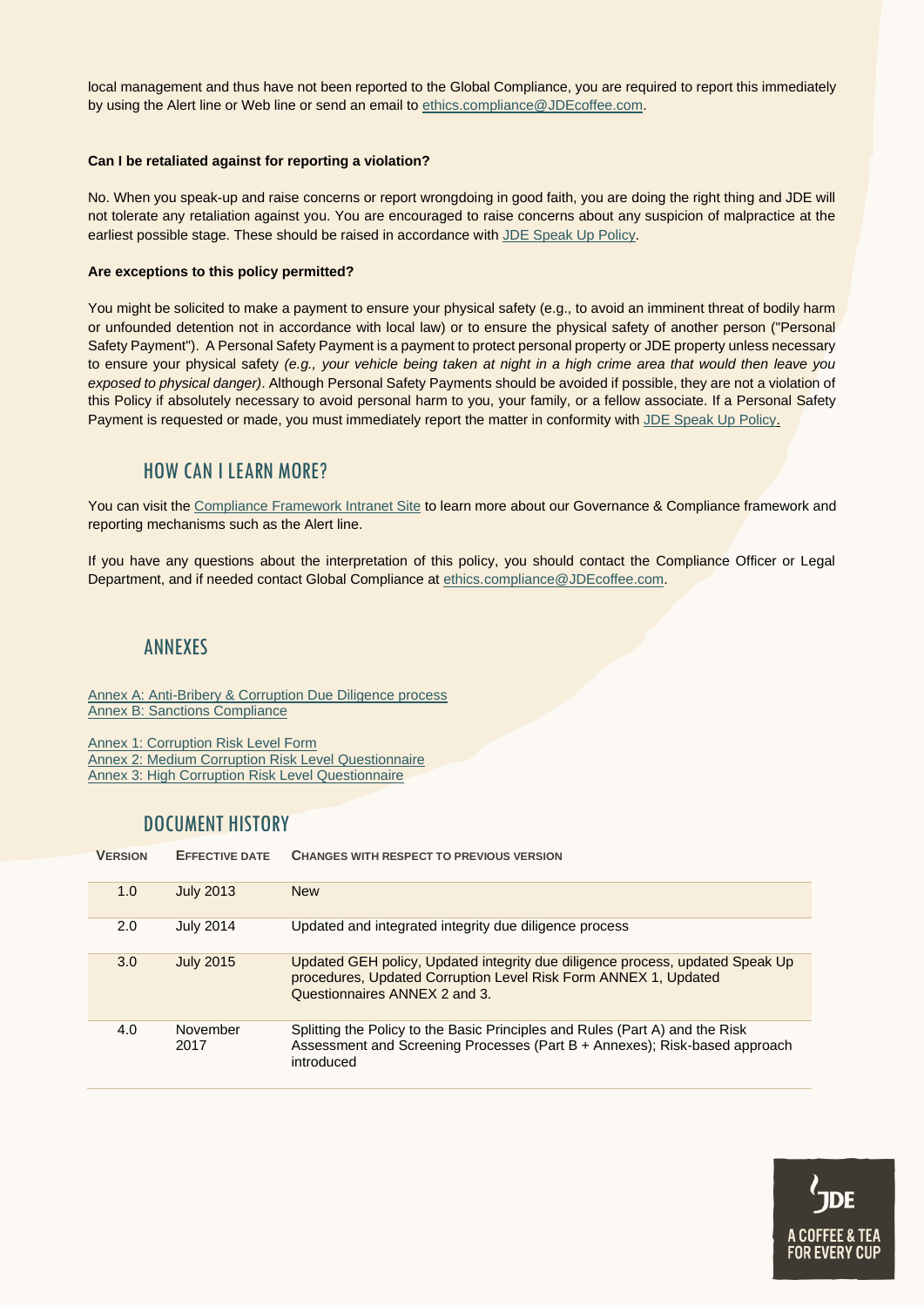local management and thus have not been reported to the Global Compliance, you are required to report this immediately by using the Alert line or Web line or send an email to [ethics.compliance@JDEcoffee.com](mailto:ethics.compliance@JDEcoffee.com).

**Can I be retaliated against for reporting a violation?**

No. When you speak-up and raise concerns or report wrongdoing in good faith, you are doing the right thing and JDE will not tolerate any retaliation against you. You are encouraged to raise concerns about any suspicion of malpractice at the earliest possible stage. These should be raised in accordance with [JDE Speak Up Policy](#).

**Are exceptions to this policy permitted?**

You might be solicited to make a payment to ensure your physical safety (e.g., to avoid an imminent threat of bodily harm or unfounded detention not in accordance with local law) or to ensure the physical safety of another person ("Personal Safety Payment"). A Personal Safety Payment is a payment to protect personal property or JDE property unless necessary to ensure your physical safety *(e.g., your vehicle being taken at night in a high crime area that would then leave you exposed to physical danger)*. Although Personal Safety Payments should be avoided if possible, they are not a violation of this Policy if absolutely necessary to avoid personal harm to you, your family, or a fellow associate. If a Personal Safety Payment is requested or made, you must immediately report the matter in conformity with [JDE Speak Up Policy](#).

## HOW CAN I LEARN MORE?

You can visit the [Compliance Framework Intranet Site](#) to learn more about our Governance & Compliance framework and reporting mechanisms such as the Alert line.

If you have any questions about the interpretation of this policy, you should contact the Compliance Officer or Legal Department, and if needed contact Global Compliance at [ethics.compliance@JDEcoffee.com](mailto:ethics.compliance@JDEcoffee.com).

## ANNEXES

[Annex A: Anti-Bribery & Corruption Due Diligence process](#)
[Annex B: Sanctions Compliance](#)

[Annex 1: Corruption Risk Level Form](#)
[Annex 2: Medium Corruption Risk Level Questionnaire](#)
[Annex 3: High Corruption Risk Level Questionnaire](#)

## DOCUMENT HISTORY

| VERSION | EFFECTIVE DATE | CHANGES WITH RESPECT TO PREVIOUS VERSION |
|---|---|---|
| 1.0 | July 2013 | New |
| 2.0 | July 2014 | Updated and integrated integrity due diligence process |
| 3.0 | July 2015 | Updated GEH policy, Updated integrity due diligence process, updated Speak Up procedures, Updated Corruption Level Risk Form ANNEX 1, Updated Questionnaires ANNEX 2 and 3. |
| 4.0 | November 2017 | Splitting the Policy to the Basic Principles and Rules (Part A) and the Risk Assessment and Screening Processes (Part B + Annexes); Risk-based approach introduced |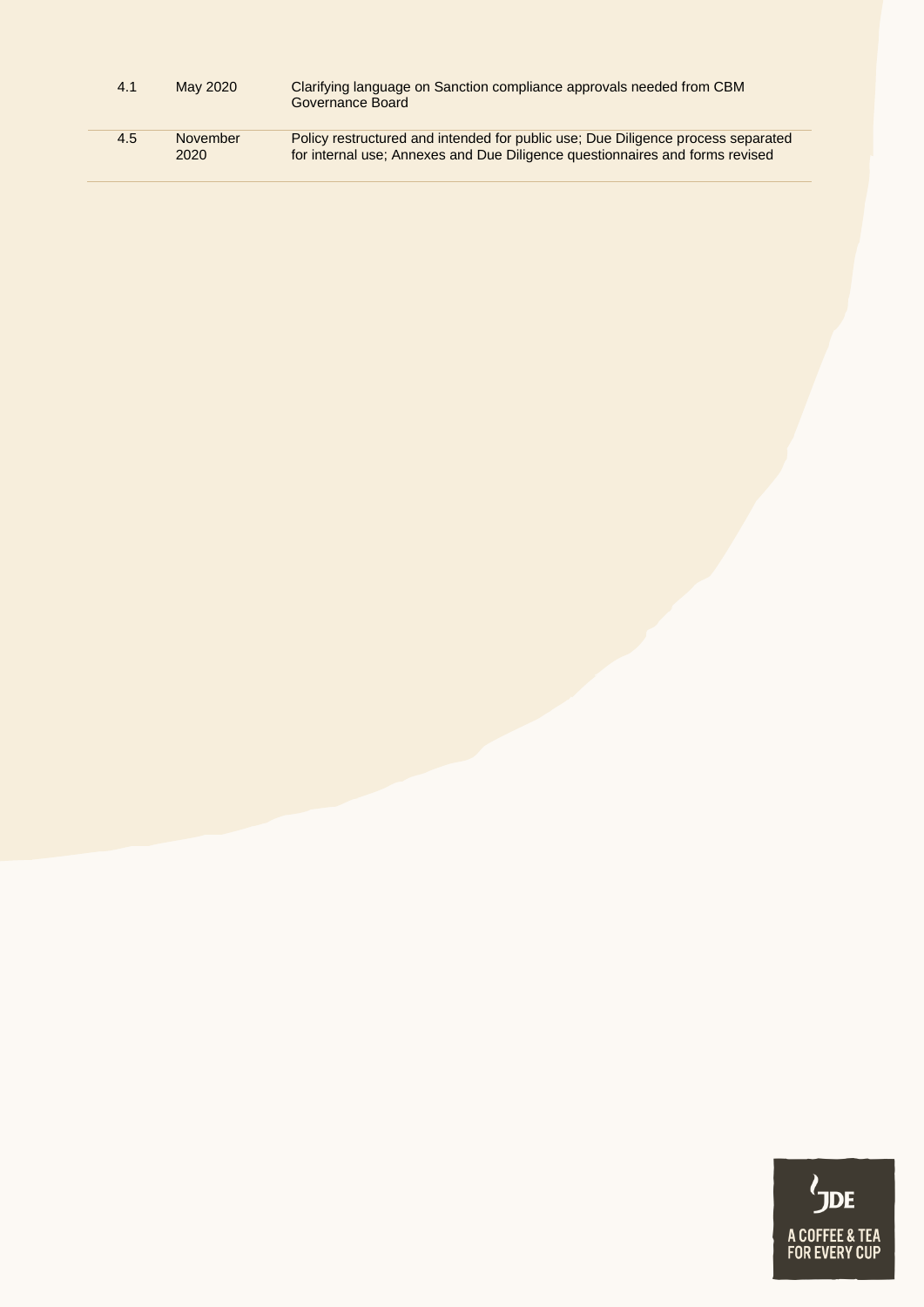| | | |
|---|---|---|
| 4.1 | May 2020 | Clarifying language on Sanction compliance approvals needed from CBM Governance Board |
| 4.5 | November 2020 | Policy restructured and intended for public use; Due Diligence process separated for internal use; Annexes and Due Diligence questionnaires and forms revised |

JDE

A COFFEE & TEA FOR EVERY CUP